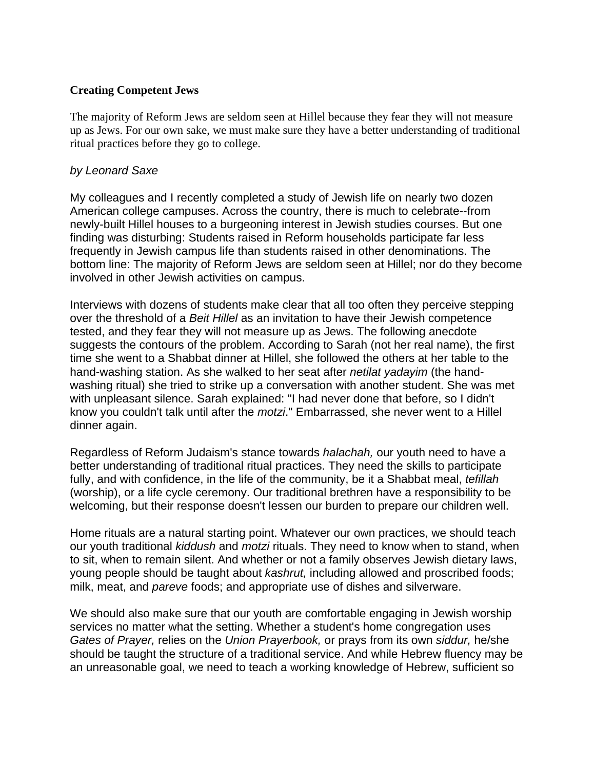**Creating Competent Jews**

The majority of Reform Jews are seldom seen at Hillel because they fear they will not measure up as Jews. For our own sake, we must make sure they have a better understanding of traditional ritual practices before they go to college.

*by Leonard Saxe*

My colleagues and I recently completed a study of Jewish life on nearly two dozen American college campuses. Across the country, there is much to celebrate--from newly-built Hillel houses to a burgeoning interest in Jewish studies courses. But one finding was disturbing: Students raised in Reform households participate far less frequently in Jewish campus life than students raised in other denominations. The bottom line: The majority of Reform Jews are seldom seen at Hillel; nor do they become involved in other Jewish activities on campus.

Interviews with dozens of students make clear that all too often they perceive stepping over the threshold of a *Beit Hillel* as an invitation to have their Jewish competence tested, and they fear they will not measure up as Jews. The following anecdote suggests the contours of the problem. According to Sarah (not her real name), the first time she went to a Shabbat dinner at Hillel, she followed the others at her table to the hand-washing station. As she walked to her seat after *netilat yadayim* (the hand-washing ritual) she tried to strike up a conversation with another student. She was met with unpleasant silence. Sarah explained: "I had never done that before, so I didn't know you couldn't talk until after the *motzi*." Embarrassed, she never went to a Hillel dinner again.

Regardless of Reform Judaism's stance towards *halachah,* our youth need to have a better understanding of traditional ritual practices. They need the skills to participate fully, and with confidence, in the life of the community, be it a Shabbat meal, *tefillah* (worship), or a life cycle ceremony. Our traditional brethren have a responsibility to be welcoming, but their response doesn't lessen our burden to prepare our children well.

Home rituals are a natural starting point. Whatever our own practices, we should teach our youth traditional *kiddush* and *motzi* rituals. They need to know when to stand, when to sit, when to remain silent. And whether or not a family observes Jewish dietary laws, young people should be taught about *kashrut,* including allowed and proscribed foods; milk, meat, and *pareve* foods; and appropriate use of dishes and silverware.

We should also make sure that our youth are comfortable engaging in Jewish worship services no matter what the setting. Whether a student's home congregation uses *Gates of Prayer,* relies on the *Union Prayerbook,* or prays from its own *siddur,* he/she should be taught the structure of a traditional service. And while Hebrew fluency may be an unreasonable goal, we need to teach a working knowledge of Hebrew, sufficient so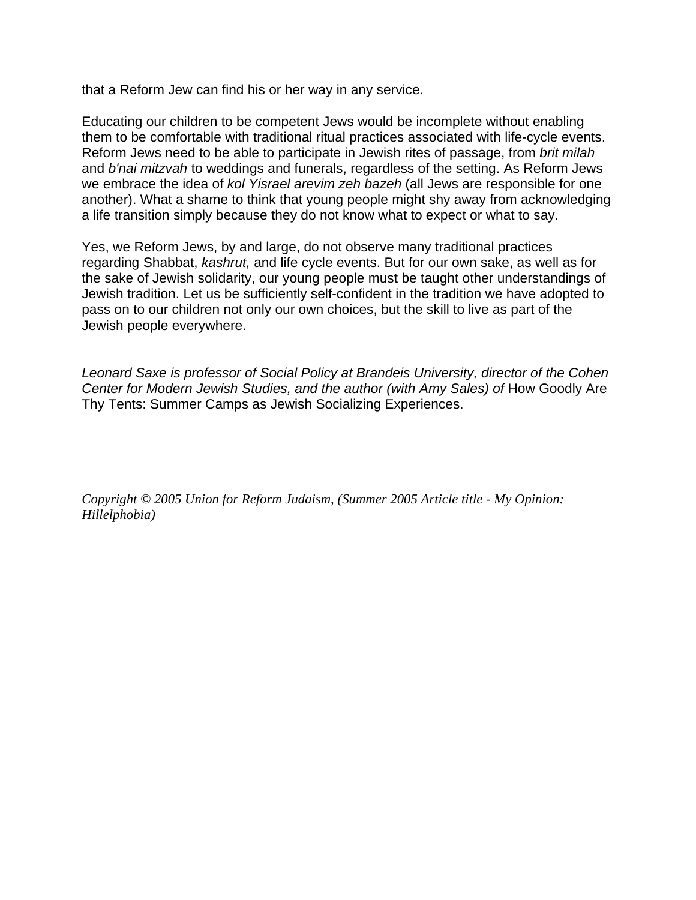that a Reform Jew can find his or her way in any service.

Educating our children to be competent Jews would be incomplete without enabling them to be comfortable with traditional ritual practices associated with life-cycle events. Reform Jews need to be able to participate in Jewish rites of passage, from *brit milah* and *b'nai mitzvah* to weddings and funerals, regardless of the setting. As Reform Jews we embrace the idea of *kol Yisrael arevim zeh bazeh* (all Jews are responsible for one another). What a shame to think that young people might shy away from acknowledging a life transition simply because they do not know what to expect or what to say.

Yes, we Reform Jews, by and large, do not observe many traditional practices regarding Shabbat, *kashrut,* and life cycle events. But for our own sake, as well as for the sake of Jewish solidarity, our young people must be taught other understandings of Jewish tradition. Let us be sufficiently self-confident in the tradition we have adopted to pass on to our children not only our own choices, but the skill to live as part of the Jewish people everywhere.

*Leonard Saxe is professor of Social Policy at Brandeis University, director of the Cohen Center for Modern Jewish Studies, and the author (with Amy Sales) of* How Goodly Are Thy Tents: Summer Camps as Jewish Socializing Experiences.

---

*Copyright © 2005 Union for Reform Judaism, (Summer 2005 Article title - My Opinion: Hillelphobia)*